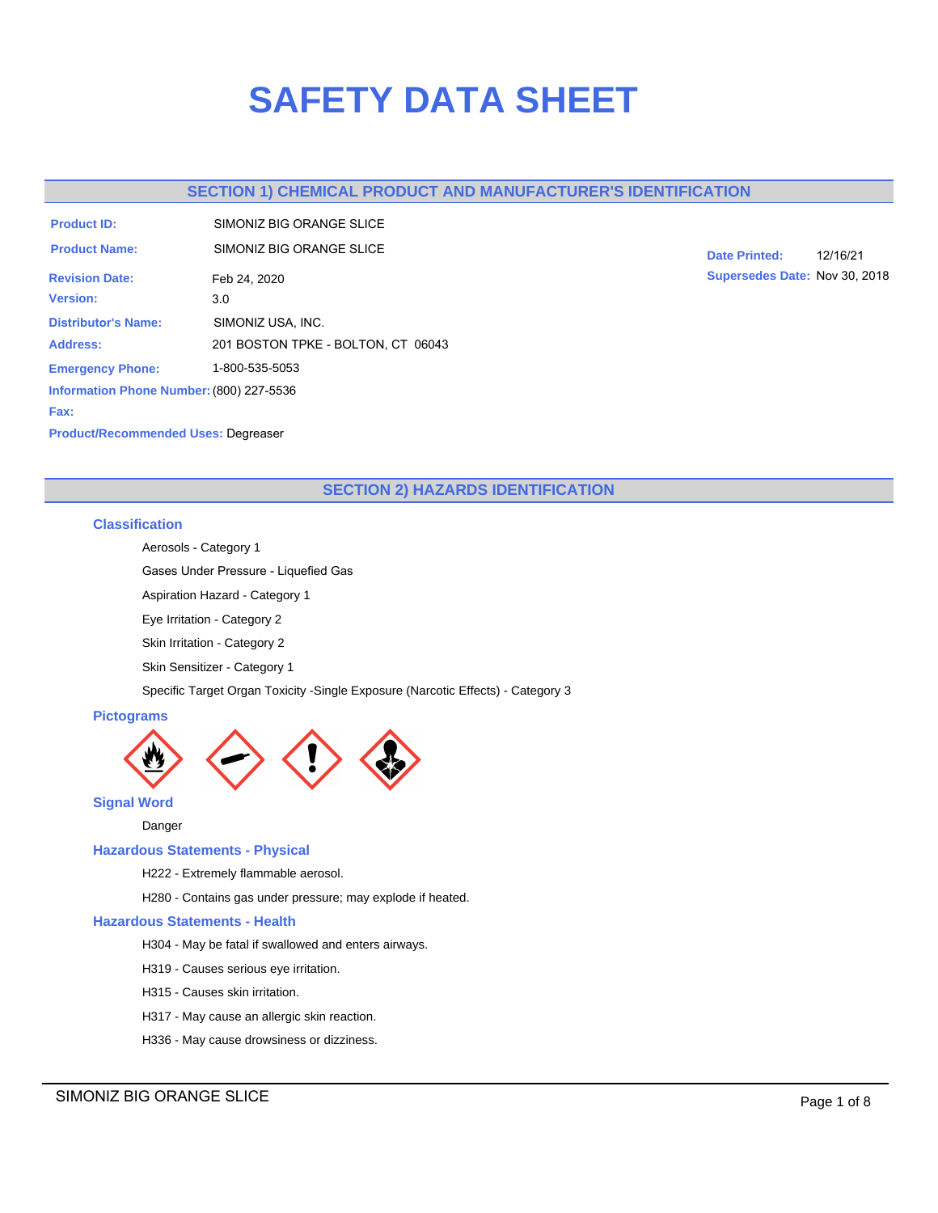# SAFETY DATA SHEET

## SECTION 1) CHEMICAL PRODUCT AND MANUFACTURER'S IDENTIFICATION

**Product ID:** SIMONIZ BIG ORANGE SLICE

**Product Name:** SIMONIZ BIG ORANGE SLICE

**Date Printed:** 12/16/21

**Revision Date:** Feb 24, 2020

**Supersedes Date:** Nov 30, 2018

**Version:** 3.0

**Distributor's Name:** SIMONIZ USA, INC.

**Address:** 201 BOSTON TPKE - BOLTON, CT 06043

**Emergency Phone:** 1-800-535-5053

**Information Phone Number:** (800) 227-5536

**Fax:**

**Product/Recommended Uses:** Degreaser

## SECTION 2) HAZARDS IDENTIFICATION

### Classification

Aerosols - Category 1

Gases Under Pressure - Liquefied Gas

Aspiration Hazard - Category 1

Eye Irritation - Category 2

Skin Irritation - Category 2

Skin Sensitizer - Category 1

Specific Target Organ Toxicity -Single Exposure (Narcotic Effects) - Category 3

### Pictograms

### Signal Word

Danger

### Hazardous Statements - Physical

H222 - Extremely flammable aerosol.

H280 - Contains gas under pressure; may explode if heated.

### Hazardous Statements - Health

H304 - May be fatal if swallowed and enters airways.

H319 - Causes serious eye irritation.

H315 - Causes skin irritation.

H317 - May cause an allergic skin reaction.

H336 - May cause drowsiness or dizziness.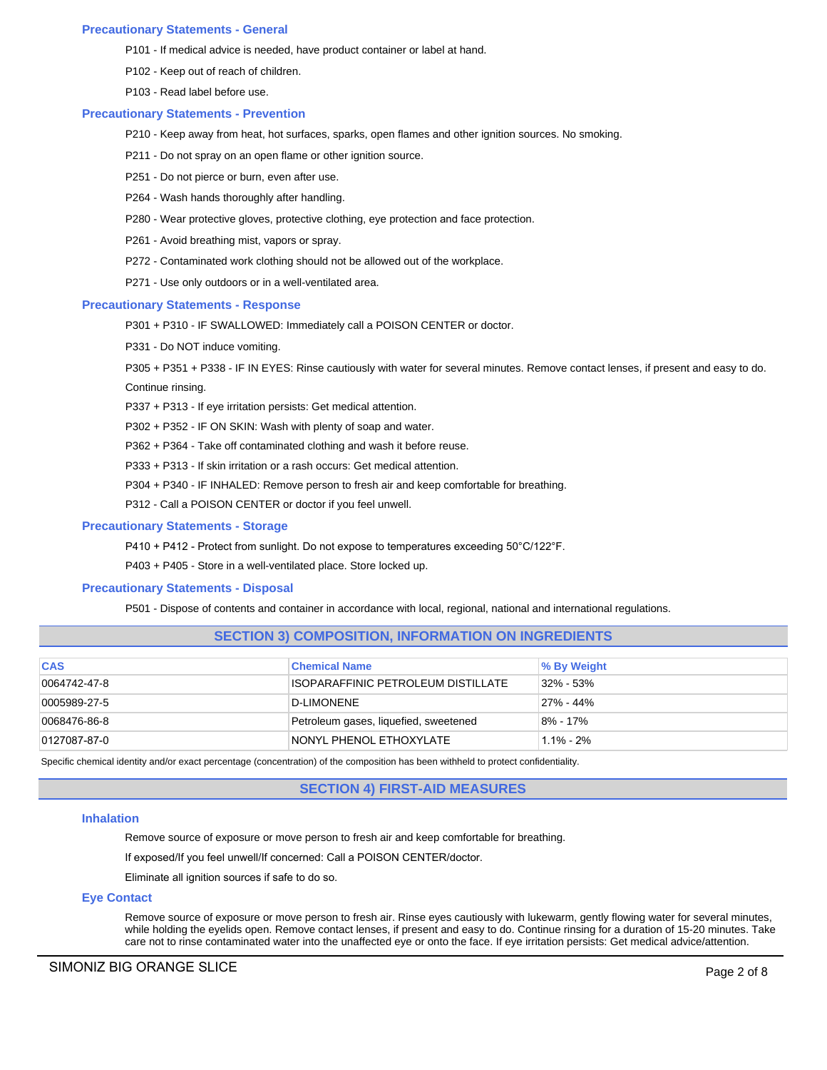### Precautionary Statements - General

P101 - If medical advice is needed, have product container or label at hand.

P102 - Keep out of reach of children.

P103 - Read label before use.

### Precautionary Statements - Prevention

P210 - Keep away from heat, hot surfaces, sparks, open flames and other ignition sources. No smoking.

P211 - Do not spray on an open flame or other ignition source.

P251 - Do not pierce or burn, even after use.

P264 - Wash hands thoroughly after handling.

P280 - Wear protective gloves, protective clothing, eye protection and face protection.

P261 - Avoid breathing mist, vapors or spray.

P272 - Contaminated work clothing should not be allowed out of the workplace.

P271 - Use only outdoors or in a well-ventilated area.

### Precautionary Statements - Response

P301 + P310 - IF SWALLOWED: Immediately call a POISON CENTER or doctor.

P331 - Do NOT induce vomiting.

P305 + P351 + P338 - IF IN EYES: Rinse cautiously with water for several minutes. Remove contact lenses, if present and easy to do. Continue rinsing.

P337 + P313 - If eye irritation persists: Get medical attention.

P302 + P352 - IF ON SKIN: Wash with plenty of soap and water.

P362 + P364 - Take off contaminated clothing and wash it before reuse.

P333 + P313 - If skin irritation or a rash occurs: Get medical attention.

P304 + P340 - IF INHALED: Remove person to fresh air and keep comfortable for breathing.

P312 - Call a POISON CENTER or doctor if you feel unwell.

### Precautionary Statements - Storage

P410 + P412 - Protect from sunlight. Do not expose to temperatures exceeding 50°C/122°F.

P403 + P405 - Store in a well-ventilated place. Store locked up.

### Precautionary Statements - Disposal

P501 - Dispose of contents and container in accordance with local, regional, national and international regulations.

## SECTION 3) COMPOSITION, INFORMATION ON INGREDIENTS

| CAS | Chemical Name | % By Weight |
|---|---|---|
| 0064742-47-8 | ISOPARAFFINIC PETROLEUM DISTILLATE | 32% - 53% |
| 0005989-27-5 | D-LIMONENE | 27% - 44% |
| 0068476-86-8 | Petroleum gases, liquefied, sweetened | 8% - 17% |
| 0127087-87-0 | NONYL PHENOL ETHOXYLATE | 1.1% - 2% |

Specific chemical identity and/or exact percentage (concentration) of the composition has been withheld to protect confidentiality.

## SECTION 4) FIRST-AID MEASURES

### Inhalation

Remove source of exposure or move person to fresh air and keep comfortable for breathing.

If exposed/If you feel unwell/If concerned: Call a POISON CENTER/doctor.

Eliminate all ignition sources if safe to do so.

### Eye Contact

Remove source of exposure or move person to fresh air. Rinse eyes cautiously with lukewarm, gently flowing water for several minutes, while holding the eyelids open. Remove contact lenses, if present and easy to do. Continue rinsing for a duration of 15-20 minutes. Take care not to rinse contaminated water into the unaffected eye or onto the face. If eye irritation persists: Get medical advice/attention.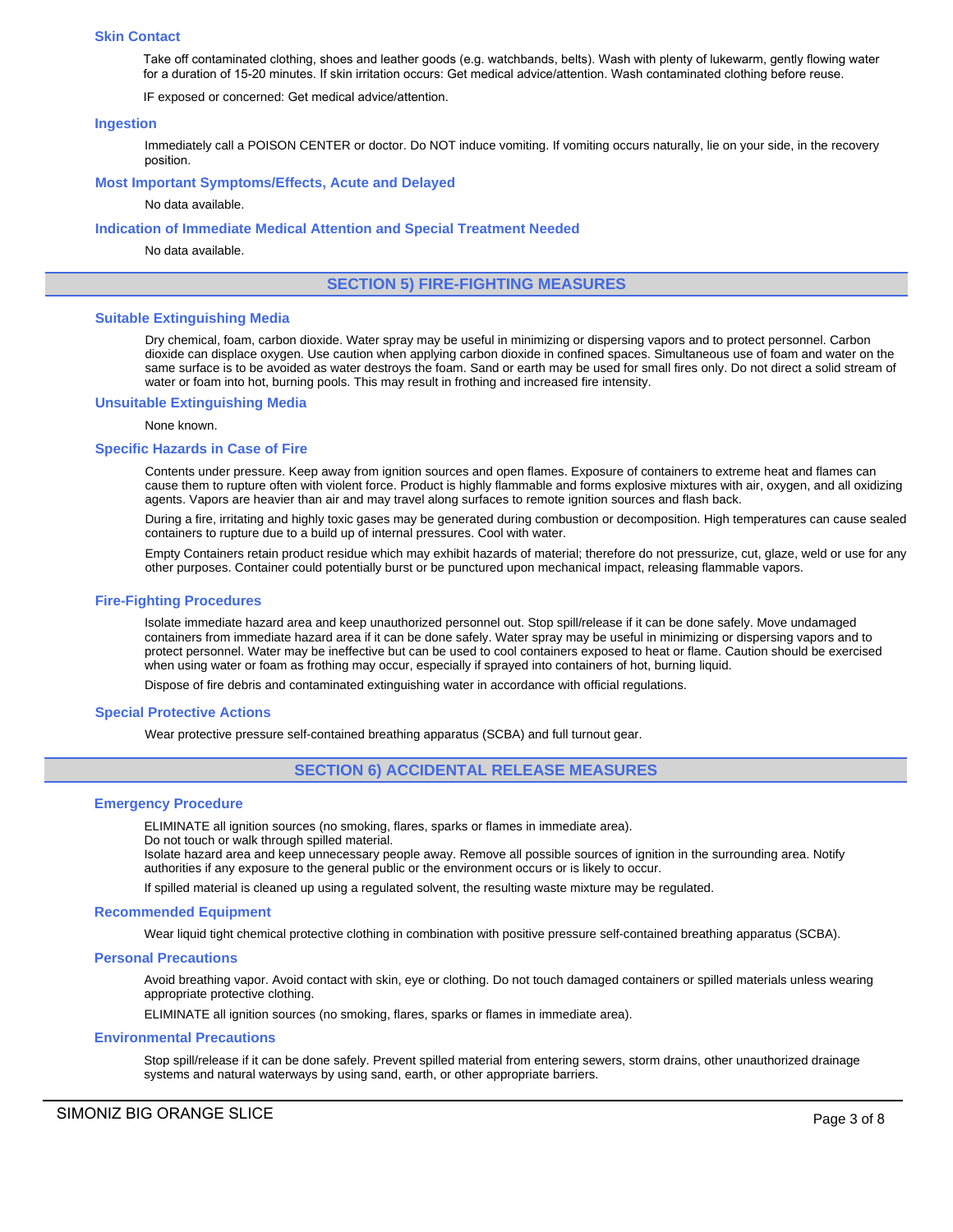### Skin Contact

Take off contaminated clothing, shoes and leather goods (e.g. watchbands, belts). Wash with plenty of lukewarm, gently flowing water for a duration of 15-20 minutes. If skin irritation occurs: Get medical advice/attention. Wash contaminated clothing before reuse.

IF exposed or concerned: Get medical advice/attention.

### Ingestion

Immediately call a POISON CENTER or doctor. Do NOT induce vomiting. If vomiting occurs naturally, lie on your side, in the recovery position.

### Most Important Symptoms/Effects, Acute and Delayed

No data available.

### Indication of Immediate Medical Attention and Special Treatment Needed

No data available.

## SECTION 5) FIRE-FIGHTING MEASURES

### Suitable Extinguishing Media

Dry chemical, foam, carbon dioxide. Water spray may be useful in minimizing or dispersing vapors and to protect personnel. Carbon dioxide can displace oxygen. Use caution when applying carbon dioxide in confined spaces. Simultaneous use of foam and water on the same surface is to be avoided as water destroys the foam. Sand or earth may be used for small fires only. Do not direct a solid stream of water or foam into hot, burning pools. This may result in frothing and increased fire intensity.

### Unsuitable Extinguishing Media

None known.

### Specific Hazards in Case of Fire

Contents under pressure. Keep away from ignition sources and open flames. Exposure of containers to extreme heat and flames can cause them to rupture often with violent force. Product is highly flammable and forms explosive mixtures with air, oxygen, and all oxidizing agents. Vapors are heavier than air and may travel along surfaces to remote ignition sources and flash back.

During a fire, irritating and highly toxic gases may be generated during combustion or decomposition. High temperatures can cause sealed containers to rupture due to a build up of internal pressures. Cool with water.

Empty Containers retain product residue which may exhibit hazards of material; therefore do not pressurize, cut, glaze, weld or use for any other purposes. Container could potentially burst or be punctured upon mechanical impact, releasing flammable vapors.

### Fire-Fighting Procedures

Isolate immediate hazard area and keep unauthorized personnel out. Stop spill/release if it can be done safely. Move undamaged containers from immediate hazard area if it can be done safely. Water spray may be useful in minimizing or dispersing vapors and to protect personnel. Water may be ineffective but can be used to cool containers exposed to heat or flame. Caution should be exercised when using water or foam as frothing may occur, especially if sprayed into containers of hot, burning liquid.

Dispose of fire debris and contaminated extinguishing water in accordance with official regulations.

### Special Protective Actions

Wear protective pressure self-contained breathing apparatus (SCBA) and full turnout gear.

## SECTION 6) ACCIDENTAL RELEASE MEASURES

### Emergency Procedure

ELIMINATE all ignition sources (no smoking, flares, sparks or flames in immediate area).
Do not touch or walk through spilled material.
Isolate hazard area and keep unnecessary people away. Remove all possible sources of ignition in the surrounding area. Notify authorities if any exposure to the general public or the environment occurs or is likely to occur.

If spilled material is cleaned up using a regulated solvent, the resulting waste mixture may be regulated.

### Recommended Equipment

Wear liquid tight chemical protective clothing in combination with positive pressure self-contained breathing apparatus (SCBA).

### Personal Precautions

Avoid breathing vapor. Avoid contact with skin, eye or clothing. Do not touch damaged containers or spilled materials unless wearing appropriate protective clothing.

ELIMINATE all ignition sources (no smoking, flares, sparks or flames in immediate area).

### Environmental Precautions

Stop spill/release if it can be done safely. Prevent spilled material from entering sewers, storm drains, other unauthorized drainage systems and natural waterways by using sand, earth, or other appropriate barriers.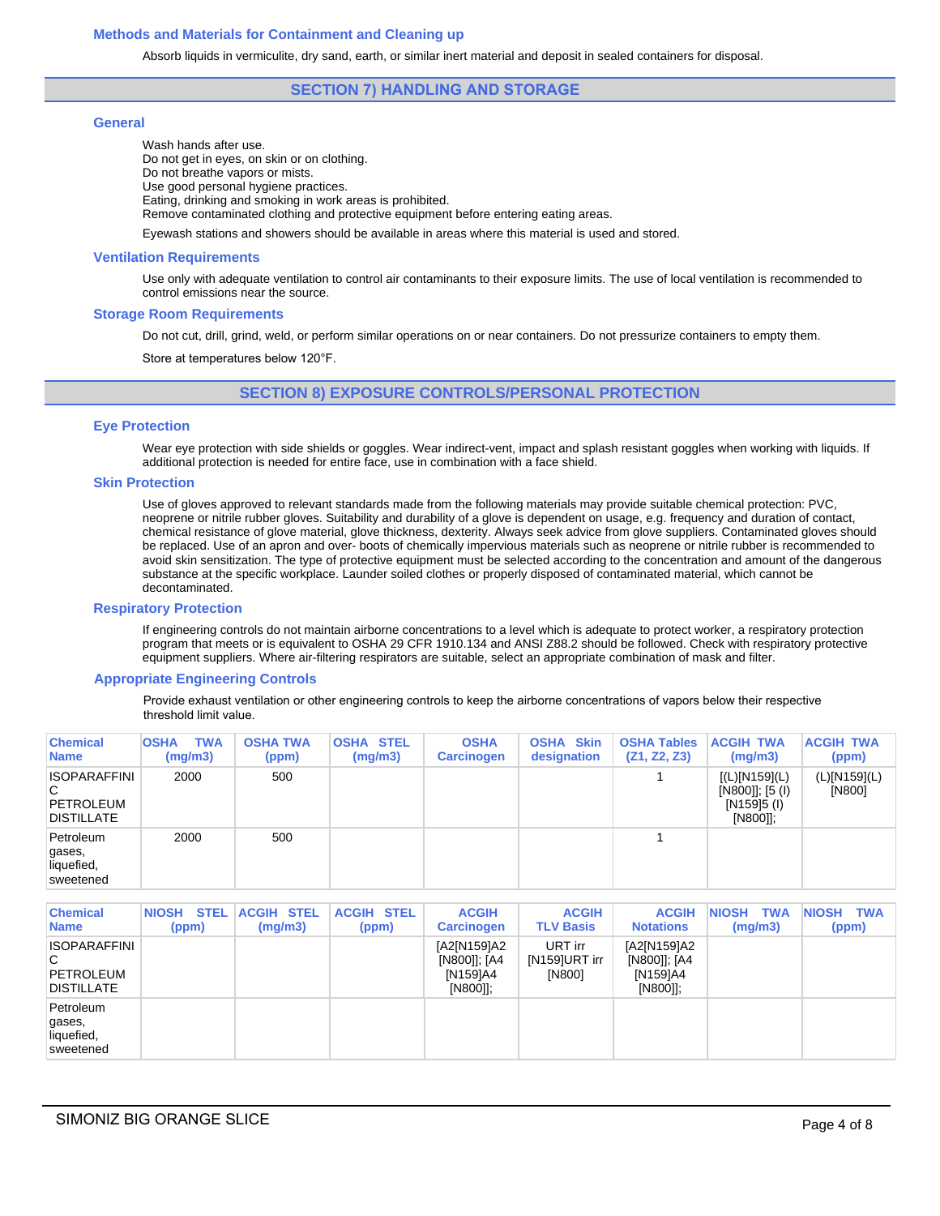### Methods and Materials for Containment and Cleaning up

Absorb liquids in vermiculite, dry sand, earth, or similar inert material and deposit in sealed containers for disposal.

## SECTION 7) HANDLING AND STORAGE

### General

Wash hands after use.
Do not get in eyes, on skin or on clothing.
Do not breathe vapors or mists.
Use good personal hygiene practices.
Eating, drinking and smoking in work areas is prohibited.
Remove contaminated clothing and protective equipment before entering eating areas.

Eyewash stations and showers should be available in areas where this material is used and stored.

### Ventilation Requirements

Use only with adequate ventilation to control air contaminants to their exposure limits. The use of local ventilation is recommended to control emissions near the source.

### Storage Room Requirements

Do not cut, drill, grind, weld, or perform similar operations on or near containers. Do not pressurize containers to empty them.

Store at temperatures below 120°F.

## SECTION 8) EXPOSURE CONTROLS/PERSONAL PROTECTION

### Eye Protection

Wear eye protection with side shields or goggles. Wear indirect-vent, impact and splash resistant goggles when working with liquids. If additional protection is needed for entire face, use in combination with a face shield.

### Skin Protection

Use of gloves approved to relevant standards made from the following materials may provide suitable chemical protection: PVC, neoprene or nitrile rubber gloves. Suitability and durability of a glove is dependent on usage, e.g. frequency and duration of contact, chemical resistance of glove material, glove thickness, dexterity. Always seek advice from glove suppliers. Contaminated gloves should be replaced. Use of an apron and over- boots of chemically impervious materials such as neoprene or nitrile rubber is recommended to avoid skin sensitization. The type of protective equipment must be selected according to the concentration and amount of the dangerous substance at the specific workplace. Launder soiled clothes or properly disposed of contaminated material, which cannot be decontaminated.

### Respiratory Protection

If engineering controls do not maintain airborne concentrations to a level which is adequate to protect worker, a respiratory protection program that meets or is equivalent to OSHA 29 CFR 1910.134 and ANSI Z88.2 should be followed. Check with respiratory protective equipment suppliers. Where air-filtering respirators are suitable, select an appropriate combination of mask and filter.

### Appropriate Engineering Controls

Provide exhaust ventilation or other engineering controls to keep the airborne concentrations of vapors below their respective threshold limit value.

| Chemical Name | OSHA TWA (mg/m3) | OSHA TWA (ppm) | OSHA STEL (mg/m3) | OSHA Carcinogen | OSHA Skin designation | OSHA Tables (Z1, Z2, Z3) | ACGIH TWA (mg/m3) | ACGIH TWA (ppm) |
|---|---|---|---|---|---|---|---|---|
| ISOPARAFFINIC PETROLEUM DISTILLATE | 2000 | 500 | | | | 1 | [(L)[N159](L)[N800]]; [5 (I)[N159]5 (I)[N800]]; | (L)[N159](L)[N800] |
| Petroleum gases, liquefied, sweetened | 2000 | 500 | | | | 1 | | |

| Chemical Name | NIOSH STEL (ppm) | ACGIH STEL (mg/m3) | ACGIH STEL (ppm) | ACGIH Carcinogen | ACGIH TLV Basis | ACGIH Notations | NIOSH TWA (mg/m3) | NIOSH TWA (ppm) |
|---|---|---|---|---|---|---|---|---|
| ISOPARAFFINIC PETROLEUM DISTILLATE | | | | [A2[N159]A2[N800]]; [A4[N159]A4[N800]]; | URT irr[N159]URT irr[N800] | [A2[N159]A2[N800]]; [A4[N159]A4[N800]]; | | |
| Petroleum gases, liquefied, sweetened | | | | | | | | |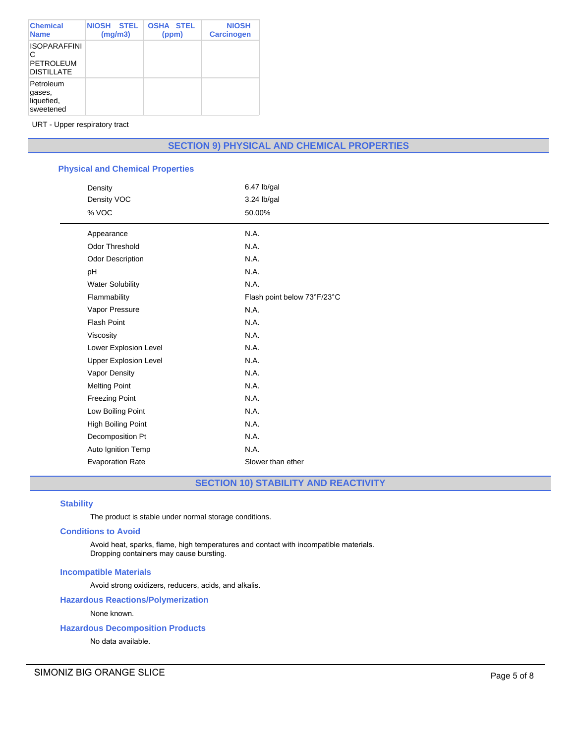| Chemical Name | NIOSH STEL (mg/m3) | OSHA STEL (ppm) | NIOSH Carcinogen |
|---|---|---|---|
| ISOPARAFFINIC PETROLEUM DISTILLATE | | | |
| Petroleum gases, liquefied, sweetened | | | |

URT - Upper respiratory tract

## SECTION 9) PHYSICAL AND CHEMICAL PROPERTIES

### Physical and Chemical Properties

| | |
|---|---|
| Density | 6.47 lb/gal |
| Density VOC | 3.24 lb/gal |
| % VOC | 50.00% |

| | |
|---|---|
| Appearance | N.A. |
| Odor Threshold | N.A. |
| Odor Description | N.A. |
| pH | N.A. |
| Water Solubility | N.A. |
| Flammability | Flash point below 73°F/23°C |
| Vapor Pressure | N.A. |
| Flash Point | N.A. |
| Viscosity | N.A. |
| Lower Explosion Level | N.A. |
| Upper Explosion Level | N.A. |
| Vapor Density | N.A. |
| Melting Point | N.A. |
| Freezing Point | N.A. |
| Low Boiling Point | N.A. |
| High Boiling Point | N.A. |
| Decomposition Pt | N.A. |
| Auto Ignition Temp | N.A. |
| Evaporation Rate | Slower than ether |

## SECTION 10) STABILITY AND REACTIVITY

### Stability

The product is stable under normal storage conditions.

### Conditions to Avoid

Avoid heat, sparks, flame, high temperatures and contact with incompatible materials.
Dropping containers may cause bursting.

### Incompatible Materials

Avoid strong oxidizers, reducers, acids, and alkalis.

### Hazardous Reactions/Polymerization

None known.

### Hazardous Decomposition Products

No data available.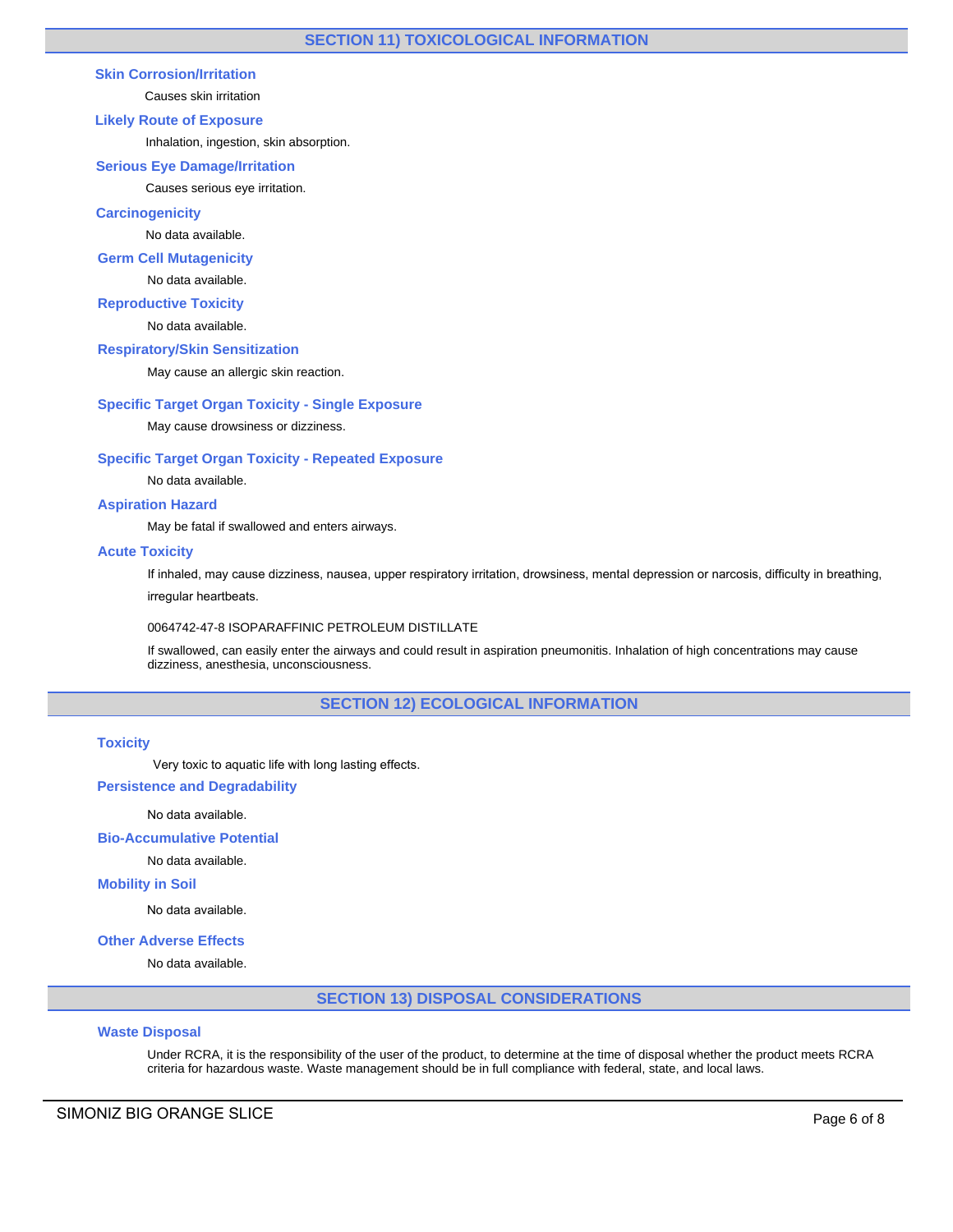## SECTION 11) TOXICOLOGICAL INFORMATION

### Skin Corrosion/Irritation

Causes skin irritation

### Likely Route of Exposure

Inhalation, ingestion, skin absorption.

### Serious Eye Damage/Irritation

Causes serious eye irritation.

### Carcinogenicity

No data available.

### Germ Cell Mutagenicity

No data available.

### Reproductive Toxicity

No data available.

### Respiratory/Skin Sensitization

May cause an allergic skin reaction.

### Specific Target Organ Toxicity - Single Exposure

May cause drowsiness or dizziness.

### Specific Target Organ Toxicity - Repeated Exposure

No data available.

### Aspiration Hazard

May be fatal if swallowed and enters airways.

### Acute Toxicity

If inhaled, may cause dizziness, nausea, upper respiratory irritation, drowsiness, mental depression or narcosis, difficulty in breathing, irregular heartbeats.

0064742-47-8 ISOPARAFFINIC PETROLEUM DISTILLATE

If swallowed, can easily enter the airways and could result in aspiration pneumonitis. Inhalation of high concentrations may cause dizziness, anesthesia, unconsciousness.

## SECTION 12) ECOLOGICAL INFORMATION

### Toxicity

Very toxic to aquatic life with long lasting effects.

### Persistence and Degradability

No data available.

### Bio-Accumulative Potential

No data available.

### Mobility in Soil

No data available.

### Other Adverse Effects

No data available.

## SECTION 13) DISPOSAL CONSIDERATIONS

### Waste Disposal

Under RCRA, it is the responsibility of the user of the product, to determine at the time of disposal whether the product meets RCRA criteria for hazardous waste. Waste management should be in full compliance with federal, state, and local laws.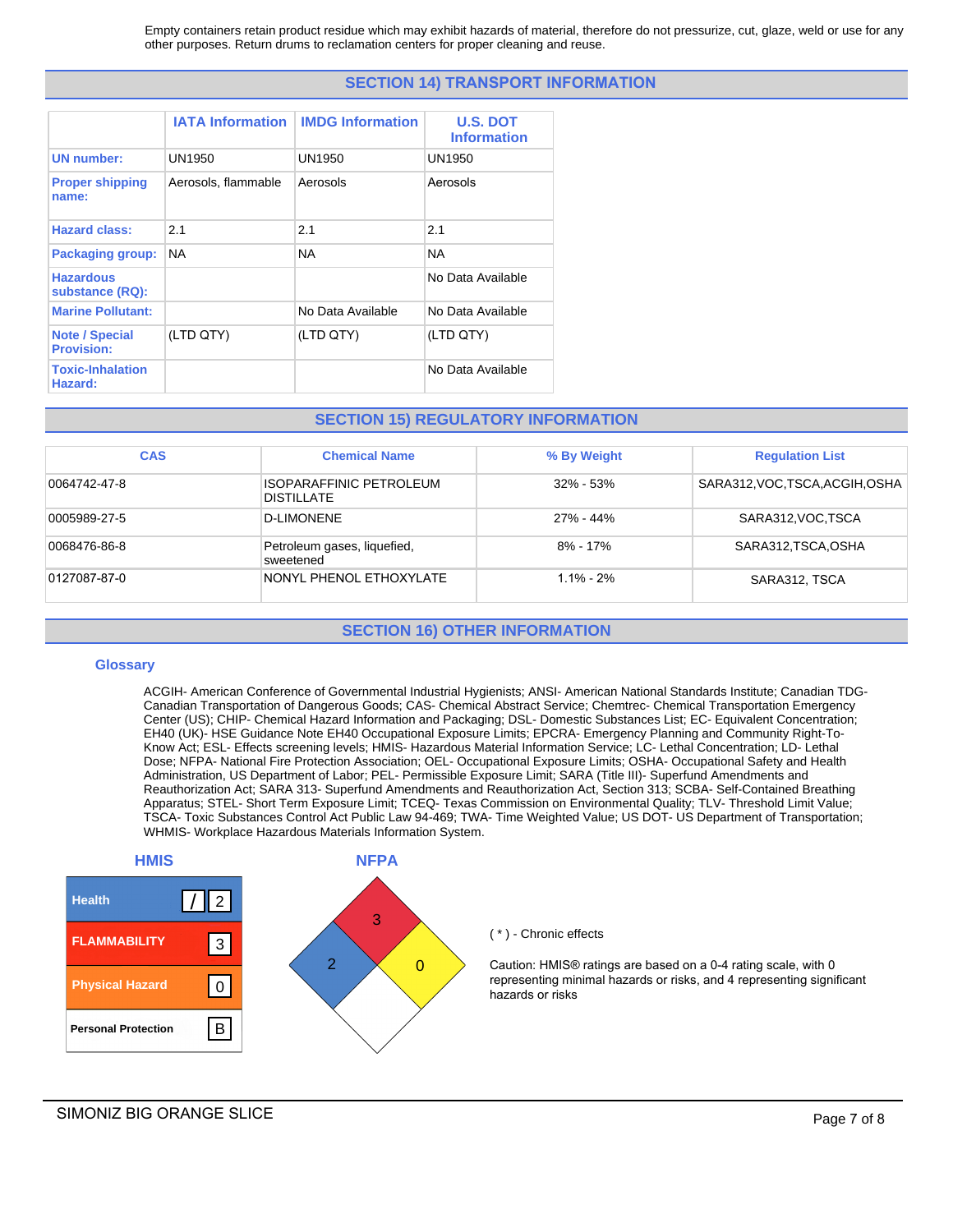Empty containers retain product residue which may exhibit hazards of material, therefore do not pressurize, cut, glaze, weld or use for any other purposes. Return drums to reclamation centers for proper cleaning and reuse.

## SECTION 14) TRANSPORT INFORMATION

| | IATA Information | IMDG Information | U.S. DOT Information |
|---|---|---|---|
| **UN number:** | UN1950 | UN1950 | UN1950 |
| **Proper shipping name:** | Aerosols, flammable | Aerosols | Aerosols |
| **Hazard class:** | 2.1 | 2.1 | 2.1 |
| **Packaging group:** | NA | NA | NA |
| **Hazardous substance (RQ):** | | | No Data Available |
| **Marine Pollutant:** | | No Data Available | No Data Available |
| **Note / Special Provision:** | (LTD QTY) | (LTD QTY) | (LTD QTY) |
| **Toxic-Inhalation Hazard:** | | | No Data Available |

## SECTION 15) REGULATORY INFORMATION

| CAS | Chemical Name | % By Weight | Regulation List |
|---|---|---|---|
| 0064742-47-8 | ISOPARAFFINIC PETROLEUM DISTILLATE | 32% - 53% | SARA312,VOC,TSCA,ACGIH,OSHA |
| 0005989-27-5 | D-LIMONENE | 27% - 44% | SARA312,VOC,TSCA |
| 0068476-86-8 | Petroleum gases, liquefied, sweetened | 8% - 17% | SARA312,TSCA,OSHA |
| 0127087-87-0 | NONYL PHENOL ETHOXYLATE | 1.1% - 2% | SARA312, TSCA |

## SECTION 16) OTHER INFORMATION

### Glossary

ACGIH- American Conference of Governmental Industrial Hygienists; ANSI- American National Standards Institute; Canadian TDG- Canadian Transportation of Dangerous Goods; CAS- Chemical Abstract Service; Chemtrec- Chemical Transportation Emergency Center (US); CHIP- Chemical Hazard Information and Packaging; DSL- Domestic Substances List; EC- Equivalent Concentration; EH40 (UK)- HSE Guidance Note EH40 Occupational Exposure Limits; EPCRA- Emergency Planning and Community Right-To-Know Act; ESL- Effects screening levels; HMIS- Hazardous Material Information Service; LC- Lethal Concentration; LD- Lethal Dose; NFPA- National Fire Protection Association; OEL- Occupational Exposure Limits; OSHA- Occupational Safety and Health Administration, US Department of Labor; PEL- Permissible Exposure Limit; SARA (Title III)- Superfund Amendments and Reauthorization Act; SARA 313- Superfund Amendments and Reauthorization Act, Section 313; SCBA- Self-Contained Breathing Apparatus; STEL- Short Term Exposure Limit; TCEQ- Texas Commission on Environmental Quality; TLV- Threshold Limit Value; TSCA- Toxic Substances Control Act Public Law 94-469; TWA- Time Weighted Value; US DOT- US Department of Transportation; WHMIS- Workplace Hazardous Materials Information System.

### HMIS

| | | |
|---|---|---|
| Health | / | 2 |
| FLAMMABILITY | | 3 |
| Physical Hazard | | 0 |
| Personal Protection | | B |

### NFPA

Health: 2; Flammability: 3; Instability: 0

( * ) - Chronic effects

Caution: HMIS® ratings are based on a 0-4 rating scale, with 0 representing minimal hazards or risks, and 4 representing significant hazards or risks

SIMONIZ BIG ORANGE SLICE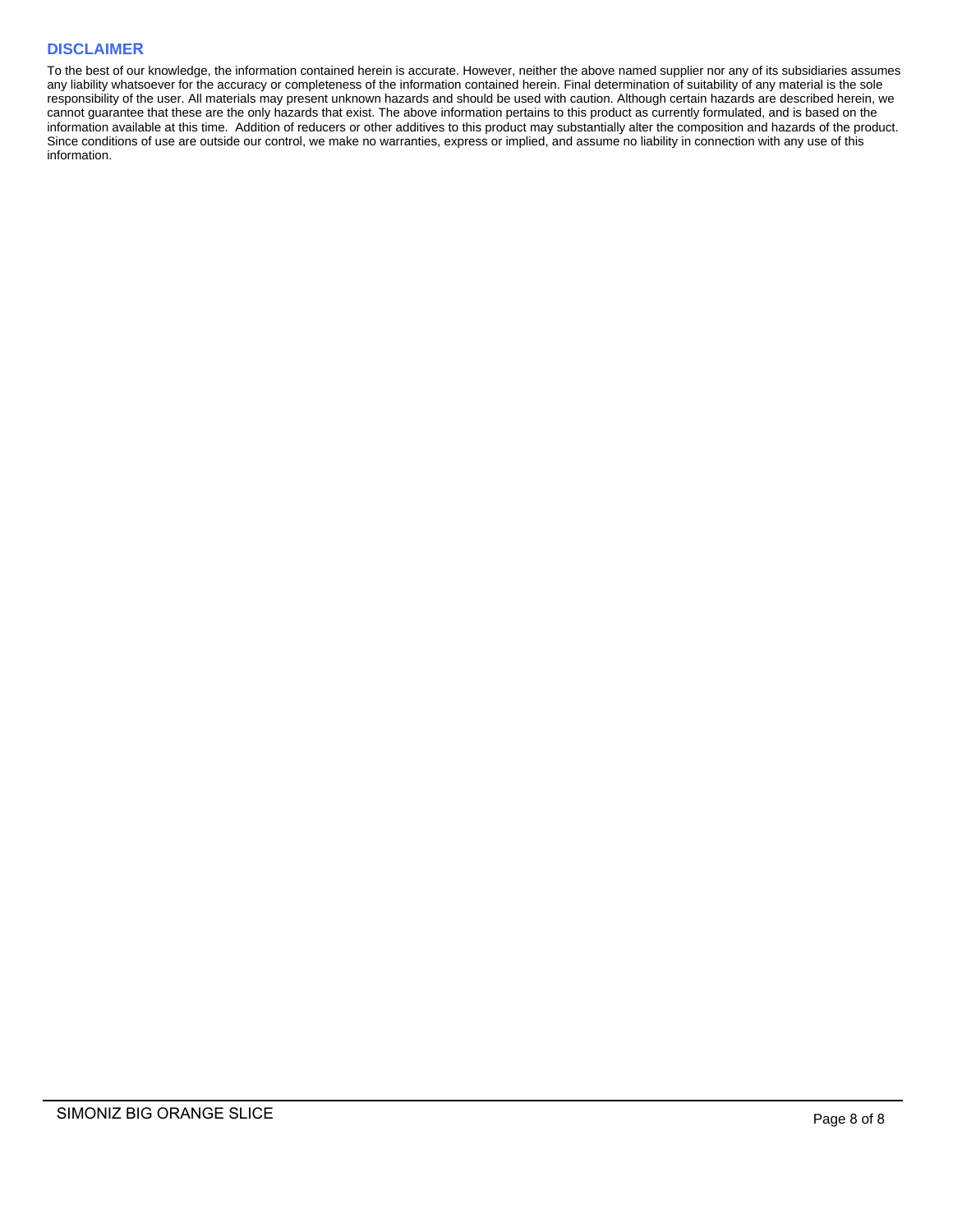## DISCLAIMER

To the best of our knowledge, the information contained herein is accurate. However, neither the above named supplier nor any of its subsidiaries assumes any liability whatsoever for the accuracy or completeness of the information contained herein. Final determination of suitability of any material is the sole responsibility of the user. All materials may present unknown hazards and should be used with caution. Although certain hazards are described herein, we cannot guarantee that these are the only hazards that exist. The above information pertains to this product as currently formulated, and is based on the information available at this time. Addition of reducers or other additives to this product may substantially alter the composition and hazards of the product. Since conditions of use are outside our control, we make no warranties, express or implied, and assume no liability in connection with any use of this information.